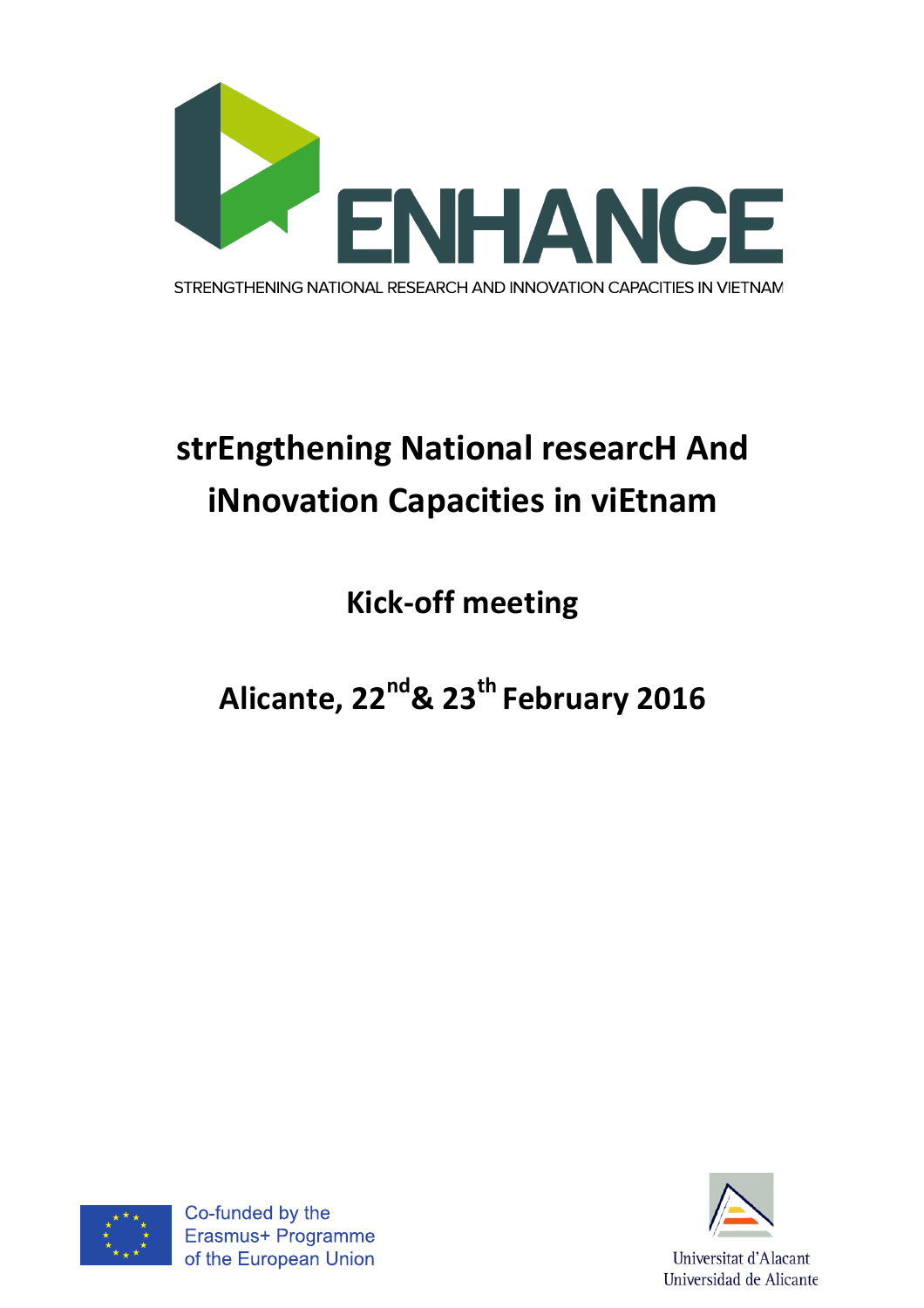ENHANCE

STRENGTHENING NATIONAL RESEARCH AND INNOVATION CAPACITIES IN VIETNAM

# strEngthening National researcH And iNnovation Capacities in viEtnam

## Kick-off meeting

## Alicante, 22nd & 23th February 2016

Co-funded by the Erasmus+ Programme of the European Union

Universitat d'Alacant
Universidad de Alicante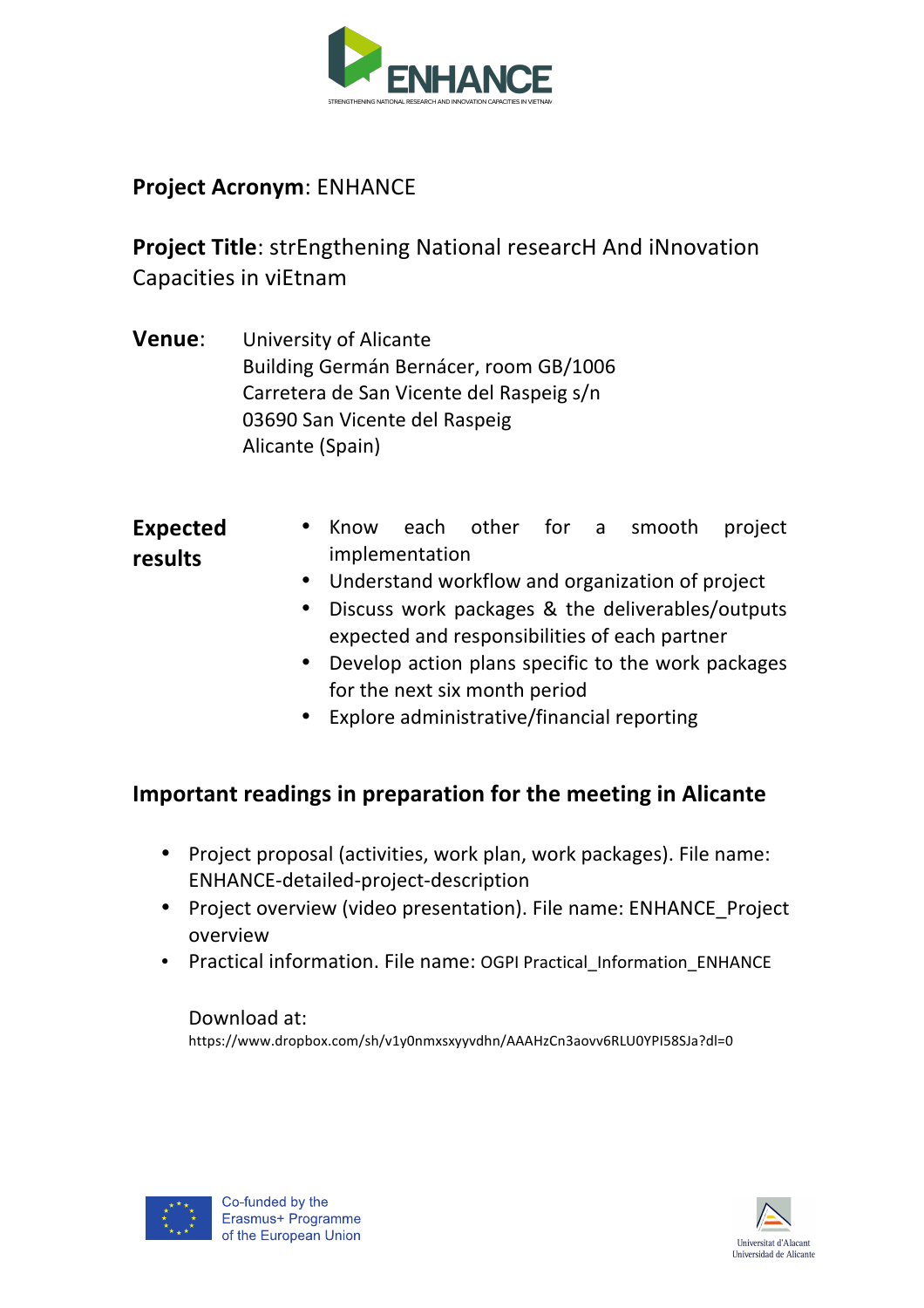**Project Acronym**: ENHANCE

**Project Title**: strEngthening National researcH And iNnovation Capacities in viEtnam

**Venue**: University of Alicante
Building Germán Bernácer, room GB/1006
Carretera de San Vicente del Raspeig s/n
03690 San Vicente del Raspeig
Alicante (Spain)

**Expected results**

- Know each other for a smooth project implementation
- Understand workflow and organization of project
- Discuss work packages & the deliverables/outputs expected and responsibilities of each partner
- Develop action plans specific to the work packages for the next six month period
- Explore administrative/financial reporting

## Important readings in preparation for the meeting in Alicante

- Project proposal (activities, work plan, work packages). File name: ENHANCE-detailed-project-description
- Project overview (video presentation). File name: ENHANCE_Project overview
- Practical information. File name: OGPI Practical_Information_ENHANCE

Download at:
https://www.dropbox.com/sh/v1y0nmxsxyyvdhn/AAAHzCn3aovv6RLU0YPI58SJa?dl=0

Co-funded by the Erasmus+ Programme of the European Union

Universitat d'Alacant
Universidad de Alicante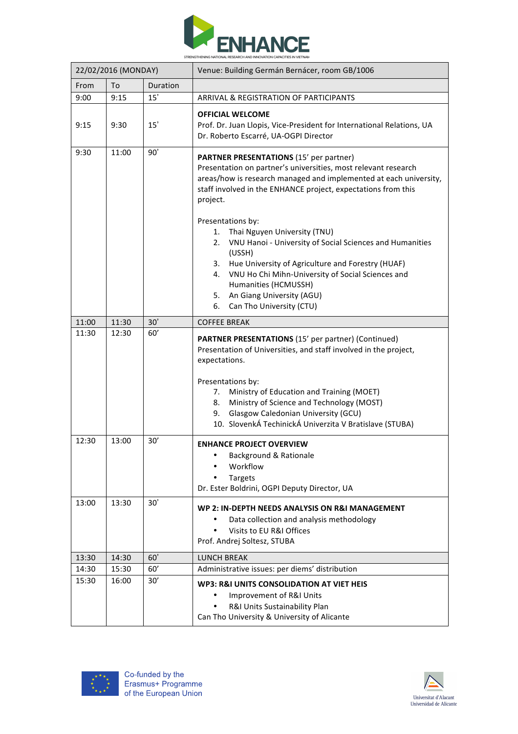ENHANCE

STRENGTHENING NATIONAL RESEARCH AND INNOVATION CAPACITIES IN VIETNAM

| 22/02/2016 (MONDAY) | | | Venue: Building Germán Bernácer, room GB/1006 |
|---|---|---|---|
| From | To | Duration | |
| 9:00 | 9:15 | 15' | ARRIVAL & REGISTRATION OF PARTICIPANTS |
| 9:15 | 9:30 | 15' | **OFFICIAL WELCOME**<br>Prof. Dr. Juan Llopis, Vice-President for International Relations, UA<br>Dr. Roberto Escarré, UA-OGPI Director |
| 9:30 | 11:00 | 90' | **PARTNER PRESENTATIONS** (15' per partner)<br>Presentation on partner's universities, most relevant research areas/how is research managed and implemented at each university, staff involved in the ENHANCE project, expectations from this project.<br><br>Presentations by:<br>1. Thai Nguyen University (TNU)<br>2. VNU Hanoi - University of Social Sciences and Humanities (USSH)<br>3. Hue University of Agriculture and Forestry (HUAF)<br>4. VNU Ho Chi Mihn-University of Social Sciences and Humanities (HCMUSSH)<br>5. An Giang University (AGU)<br>6. Can Tho University (CTU) |
| 11:00 | 11:30 | 30' | COFFEE BREAK |
| 11:30 | 12:30 | 60' | **PARTNER PRESENTATIONS** (15' per partner) (Continued)<br>Presentation of Universities, and staff involved in the project, expectations.<br><br>Presentations by:<br>7. Ministry of Education and Training (MOET)<br>8. Ministry of Science and Technology (MOST)<br>9. Glasgow Caledonian University (GCU)<br>10. SlovenkÁ TechinickÁ Univerzita V Bratislave (STUBA) |
| 12:30 | 13:00 | 30' | **ENHANCE PROJECT OVERVIEW**<br>• Background & Rationale<br>• Workflow<br>• Targets<br>Dr. Ester Boldrini, OGPI Deputy Director, UA |
| 13:00 | 13:30 | 30' | **WP 2: IN-DEPTH NEEDS ANALYSIS ON R&I MANAGEMENT**<br>• Data collection and analysis methodology<br>• Visits to EU R&I Offices<br>Prof. Andrej Soltesz, STUBA |
| 13:30 | 14:30 | 60' | LUNCH BREAK |
| 14:30 | 15:30 | 60' | Administrative issues: per diems' distribution |
| 15:30 | 16:00 | 30' | **WP3: R&I UNITS CONSOLIDATION AT VIET HEIS**<br>• Improvement of R&I Units<br>• R&I Units Sustainability Plan<br>Can Tho University & University of Alicante |

Co-funded by the Erasmus+ Programme of the European Union

Universitat d'Alacant
Universidad de Alicante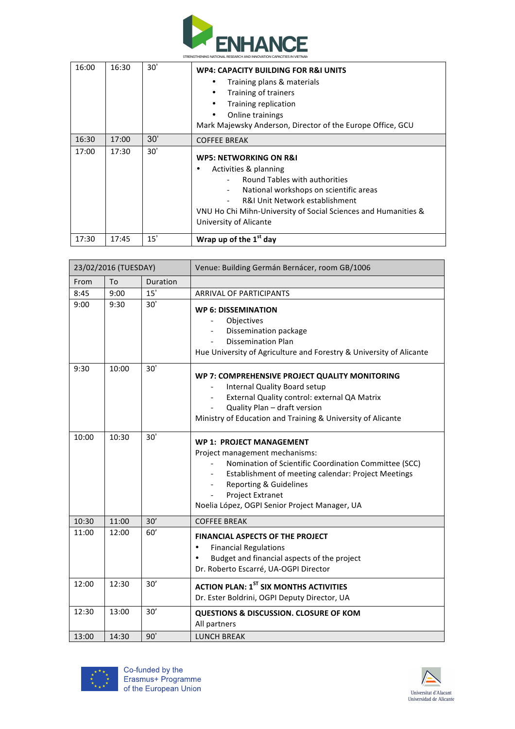| | | | |
|---|---|---|---|
| 16:00 | 16:30 | 30' | **WP4: CAPACITY BUILDING FOR R&I UNITS**<br>• Training plans & materials<br>• Training of trainers<br>• Training replication<br>• Online trainings<br>Mark Majewsky Anderson, Director of the Europe Office, GCU |
| 16:30 | 17:00 | 30' | COFFEE BREAK |
| 17:00 | 17:30 | 30' | **WP5: NETWORKING ON R&I**<br>• Activities & planning<br>- Round Tables with authorities<br>- National workshops on scientific areas<br>- R&I Unit Network establishment<br>VNU Ho Chi Mihn-University of Social Sciences and Humanities & University of Alicante |
| 17:30 | 17:45 | 15' | **Wrap up of the 1st day** |

| 23/02/2016 (TUESDAY) | | | Venue: Building Germán Bernácer, room GB/1006 |
|---|---|---|---|
| From | To | Duration | |
| 8:45 | 9:00 | 15' | ARRIVAL OF PARTICIPANTS |
| 9:00 | 9:30 | 30' | **WP 6: DISSEMINATION**<br>- Objectives<br>- Dissemination package<br>- Dissemination Plan<br>Hue University of Agriculture and Forestry & University of Alicante |
| 9:30 | 10:00 | 30' | **WP 7: COMPREHENSIVE PROJECT QUALITY MONITORING**<br>- Internal Quality Board setup<br>- External Quality control: external QA Matrix<br>- Quality Plan – draft version<br>Ministry of Education and Training & University of Alicante |
| 10:00 | 10:30 | 30' | **WP 1: PROJECT MANAGEMENT**<br>Project management mechanisms:<br>- Nomination of Scientific Coordination Committee (SCC)<br>- Establishment of meeting calendar: Project Meetings<br>- Reporting & Guidelines<br>- Project Extranet<br>Noelia López, OGPI Senior Project Manager, UA |
| 10:30 | 11:00 | 30' | COFFEE BREAK |
| 11:00 | 12:00 | 60' | **FINANCIAL ASPECTS OF THE PROJECT**<br>• Financial Regulations<br>• Budget and financial aspects of the project<br>Dr. Roberto Escarré, UA-OGPI Director |
| 12:00 | 12:30 | 30' | **ACTION PLAN: 1ST SIX MONTHS ACTIVITIES**<br>Dr. Ester Boldrini, OGPI Deputy Director, UA |
| 12:30 | 13:00 | 30' | **QUESTIONS & DISCUSSION. CLOSURE OF KOM**<br>All partners |
| 13:00 | 14:30 | 90' | LUNCH BREAK |

Co-funded by the Erasmus+ Programme of the European Union

Universitat d'Alacant
Universidad de Alicante